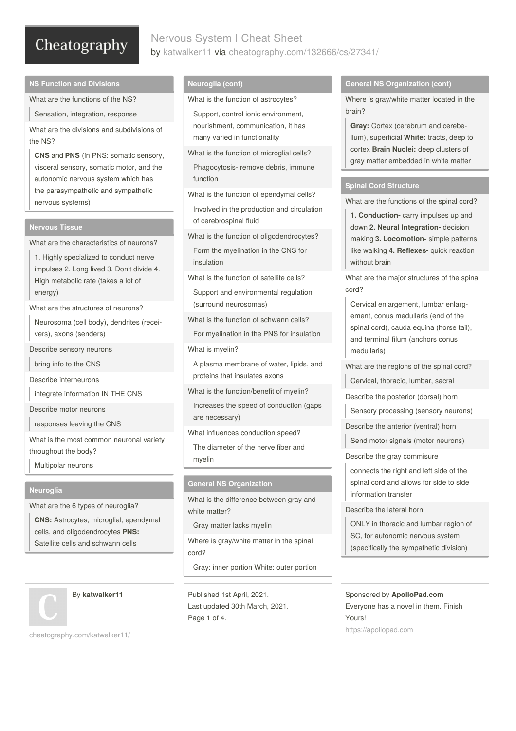# Nervous System I Cheat Sheet

by katwalker11 via cheatography.com/132666/cs/27341/

## NS Function and Divisions

What are the functions of the NS?

Sensation, integration, response

What are the divisions and subdivisions of the NS?

**CNS** and **PNS** (in PNS: somatic sensory, visceral sensory, somatic motor, and the autonomic nervous system which has the parasympathetic and sympathetic nervous systems)

## Nervous Tissue

What are the characteristics of neurons?

1. Highly specialized to conduct nerve impulses 2. Long lived 3. Don't divide 4. High metabolic rate (takes a lot of energy)

What are the structures of neurons?

Neurosoma (cell body), dendrites (receivers), axons (senders)

Describe sensory neurons

bring info to the CNS

Describe interneurons

integrate information IN THE CNS

Describe motor neurons

responses leaving the CNS

What is the most common neuronal variety throughout the body?

Multipolar neurons

## Neuroglia

What are the 6 types of neuroglia?

**CNS:** Astrocytes, microglial, ependymal cells, and oligodendrocytes **PNS:** Satellite cells and schwann cells

## Neuroglia (cont)

What is the function of astrocytes?

Support, control ionic environment, nourishment, communication, it has many varied in functionality

What is the function of microglial cells?

Phagocytosis- remove debris, immune function

What is the function of ependymal cells?

Involved in the production and circulation of cerebrospinal fluid

What is the function of oligodendrocytes?

Form the myelination in the CNS for insulation

What is the function of satellite cells?

Support and environmental regulation (surround neurosomas)

What is the function of schwann cells?

For myelination in the PNS for insulation

What is myelin?

A plasma membrane of water, lipids, and proteins that insulates axons

What is the function/benefit of myelin?

Increases the speed of conduction (gaps are necessary)

What influences conduction speed?

The diameter of the nerve fiber and myelin

## General NS Organization

What is the difference between gray and white matter?

Gray matter lacks myelin

Where is gray/white matter in the spinal cord?

Gray: inner portion White: outer portion

## General NS Organization (cont)

Where is gray/white matter located in the brain?

**Gray:** Cortex (cerebrum and cerebellum), superficial **White:** tracts, deep to cortex **Brain Nuclei:** deep clusters of gray matter embedded in white matter

## Spinal Cord Structure

What are the functions of the spinal cord?

**1. Conduction-** carry impulses up and down **2. Neural Integration-** decision making **3. Locomotion-** simple patterns like walking **4. Reflexes-** quick reaction without brain

What are the major structures of the spinal cord?

Cervical enlargement, lumbar enlargement, conus medullaris (end of the spinal cord), cauda equina (horse tail), and terminal filum (anchors conus medullaris)

What are the regions of the spinal cord?

Cervical, thoracic, lumbar, sacral

Describe the posterior (dorsal) horn

Sensory processing (sensory neurons)

Describe the anterior (ventral) horn

Send motor signals (motor neurons)

Describe the gray commisure

connects the right and left side of the spinal cord and allows for side to side information transfer

Describe the lateral horn

ONLY in thoracic and lumbar region of SC, for autonomic nervous system (specifically the sympathetic division)

By **katwalker11**

cheatography.com/katwalker11/

Published 1st April, 2021.
Last updated 30th March, 2021.

Sponsored by **ApolloPad.com**
Everyone has a novel in them. Finish Yours!
https://apollopad.com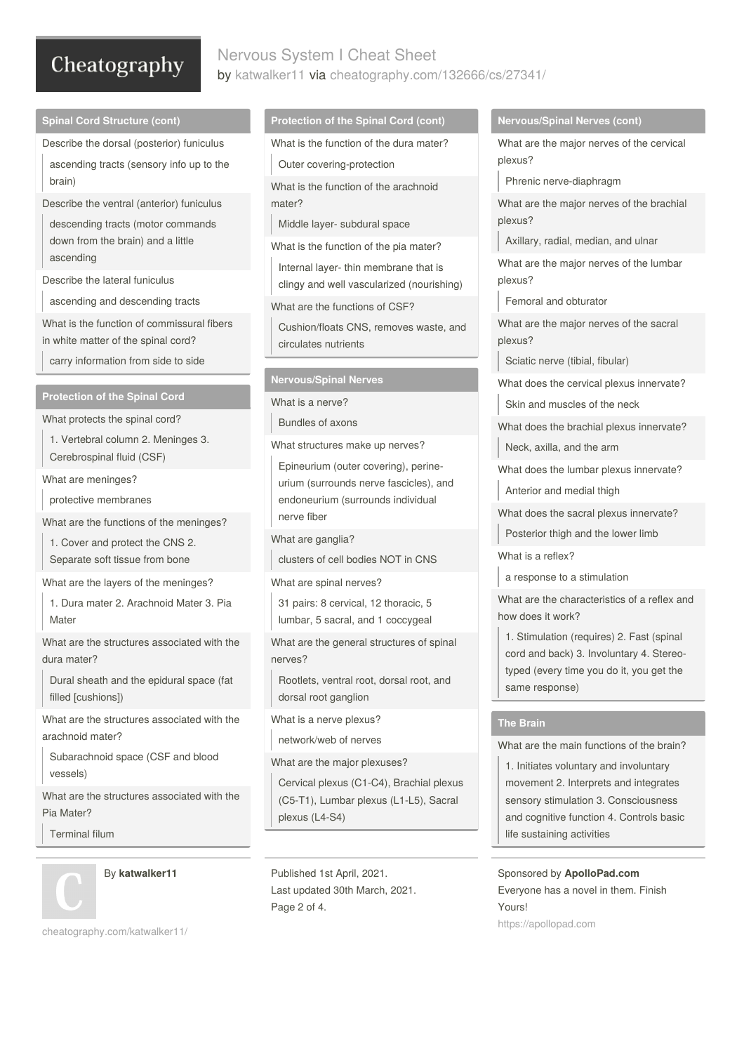## Spinal Cord Structure (cont)

Describe the dorsal (posterior) funiculus

ascending tracts (sensory info up to the brain)

Describe the ventral (anterior) funiculus

descending tracts (motor commands down from the brain) and a little ascending

Describe the lateral funiculus

ascending and descending tracts

What is the function of commissural fibers in white matter of the spinal cord?

carry information from side to side

## Protection of the Spinal Cord

What protects the spinal cord?

1. Vertebral column 2. Meninges 3. Cerebrospinal fluid (CSF)

What are meninges?

protective membranes

What are the functions of the meninges?

1. Cover and protect the CNS 2. Separate soft tissue from bone

What are the layers of the meninges?

1. Dura mater 2. Arachnoid Mater 3. Pia Mater

What are the structures associated with the dura mater?

Dural sheath and the epidural space (fat filled [cushions])

What are the structures associated with the arachnoid mater?

Subarachnoid space (CSF and blood vessels)

What are the structures associated with the Pia Mater?

Terminal filum

## Protection of the Spinal Cord (cont)

What is the function of the dura mater?

Outer covering-protection

What is the function of the arachnoid mater?

Middle layer- subdural space

What is the function of the pia mater?

Internal layer- thin membrane that is clingy and well vascularized (nourishing)

What are the functions of CSF?

Cushion/floats CNS, removes waste, and circulates nutrients

## Nervous/Spinal Nerves

What is a nerve?

Bundles of axons

What structures make up nerves?

Epineurium (outer covering), perineurium (surrounds nerve fascicles), and endoneurium (surrounds individual nerve fiber

What are ganglia?

clusters of cell bodies NOT in CNS

What are spinal nerves?

31 pairs: 8 cervical, 12 thoracic, 5 lumbar, 5 sacral, and 1 coccygeal

What are the general structures of spinal nerves?

Rootlets, ventral root, dorsal root, and dorsal root ganglion

What is a nerve plexus?

network/web of nerves

What are the major plexuses?

Cervical plexus (C1-C4), Brachial plexus (C5-T1), Lumbar plexus (L1-L5), Sacral plexus (L4-S4)

## Nervous/Spinal Nerves (cont)

What are the major nerves of the cervical plexus?

Phrenic nerve-diaphragm

What are the major nerves of the brachial plexus?

Axillary, radial, median, and ulnar

What are the major nerves of the lumbar plexus?

Femoral and obturator

What are the major nerves of the sacral plexus?

Sciatic nerve (tibial, fibular)

What does the cervical plexus innervate?

Skin and muscles of the neck

What does the brachial plexus innervate?

Neck, axilla, and the arm

What does the lumbar plexus innervate?

Anterior and medial thigh

What does the sacral plexus innervate?

Posterior thigh and the lower limb

What is a reflex?

a response to a stimulation

What are the characteristics of a reflex and how does it work?

1. Stimulation (requires) 2. Fast (spinal cord and back) 3. Involuntary 4. Stereotyped (every time you do it, you get the same response)

## The Brain

What are the main functions of the brain?

1. Initiates voluntary and involuntary movement 2. Interprets and integrates sensory stimulation 3. Consciousness and cognitive function 4. Controls basic life sustaining activities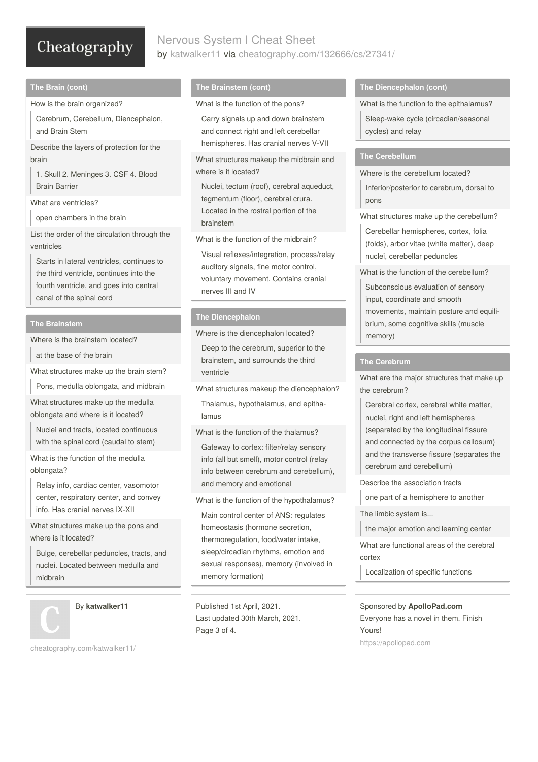## The Brain (cont)

How is the brain organized?

Cerebrum, Cerebellum, Diencephalon, and Brain Stem

Describe the layers of protection for the brain

1. Skull 2. Meninges 3. CSF 4. Blood Brain Barrier

What are ventricles?

open chambers in the brain

List the order of the circulation through the ventricles

Starts in lateral ventricles, continues to the third ventricle, continues into the fourth ventricle, and goes into central canal of the spinal cord

## The Brainstem

Where is the brainstem located?

at the base of the brain

What structures make up the brain stem?

Pons, medulla oblongata, and midbrain

What structures make up the medulla oblongata and where is it located?

Nuclei and tracts, located continuous with the spinal cord (caudal to stem)

What is the function of the medulla oblongata?

Relay info, cardiac center, vasomotor center, respiratory center, and convey info. Has cranial nerves IX-XII

What structures make up the pons and where is it located?

Bulge, cerebellar peduncles, tracts, and nuclei. Located between medulla and midbrain

## The Brainstem (cont)

What is the function of the pons?

Carry signals up and down brainstem and connect right and left cerebellar hemispheres. Has cranial nerves V-VII

What structures makeup the midbrain and where is it located?

Nuclei, tectum (roof), cerebral aqueduct, tegmentum (floor), cerebral crura. Located in the rostral portion of the brainstem

What is the function of the midbrain?

Visual reflexes/integration, process/relay auditory signals, fine motor control, voluntary movement. Contains cranial nerves III and IV

## The Diencephalon

Where is the diencephalon located?

Deep to the cerebrum, superior to the brainstem, and surrounds the third ventricle

What structures makeup the diencephalon?

Thalamus, hypothalamus, and epithalamus

What is the function of the thalamus?

Gateway to cortex: filter/relay sensory info (all but smell), motor control (relay info between cerebrum and cerebellum), and memory and emotional

What is the function of the hypothalamus?

Main control center of ANS: regulates homeostasis (hormone secretion, thermoregulation, food/water intake, sleep/circadian rhythms, emotion and sexual responses), memory (involved in memory formation)

## The Diencephalon (cont)

What is the function fo the epithalamus?

Sleep-wake cycle (circadian/seasonal cycles) and relay

## The Cerebellum

Where is the cerebellum located?

Inferior/posterior to cerebrum, dorsal to pons

What structures make up the cerebellum?

Cerebellar hemispheres, cortex, folia (folds), arbor vitae (white matter), deep nuclei, cerebellar peduncles

What is the function of the cerebellum?

Subconscious evaluation of sensory input, coordinate and smooth movements, maintain posture and equilibrium, some cognitive skills (muscle memory)

## The Cerebrum

What are the major structures that make up the cerebrum?

Cerebral cortex, cerebral white matter, nuclei, right and left hemispheres (separated by the longitudinal fissure and connected by the corpus callosum) and the transverse fissure (separates the cerebrum and cerebellum)

Describe the association tracts

one part of a hemisphere to another

The limbic system is...

the major emotion and learning center

What are functional areas of the cerebral cortex

Localization of specific functions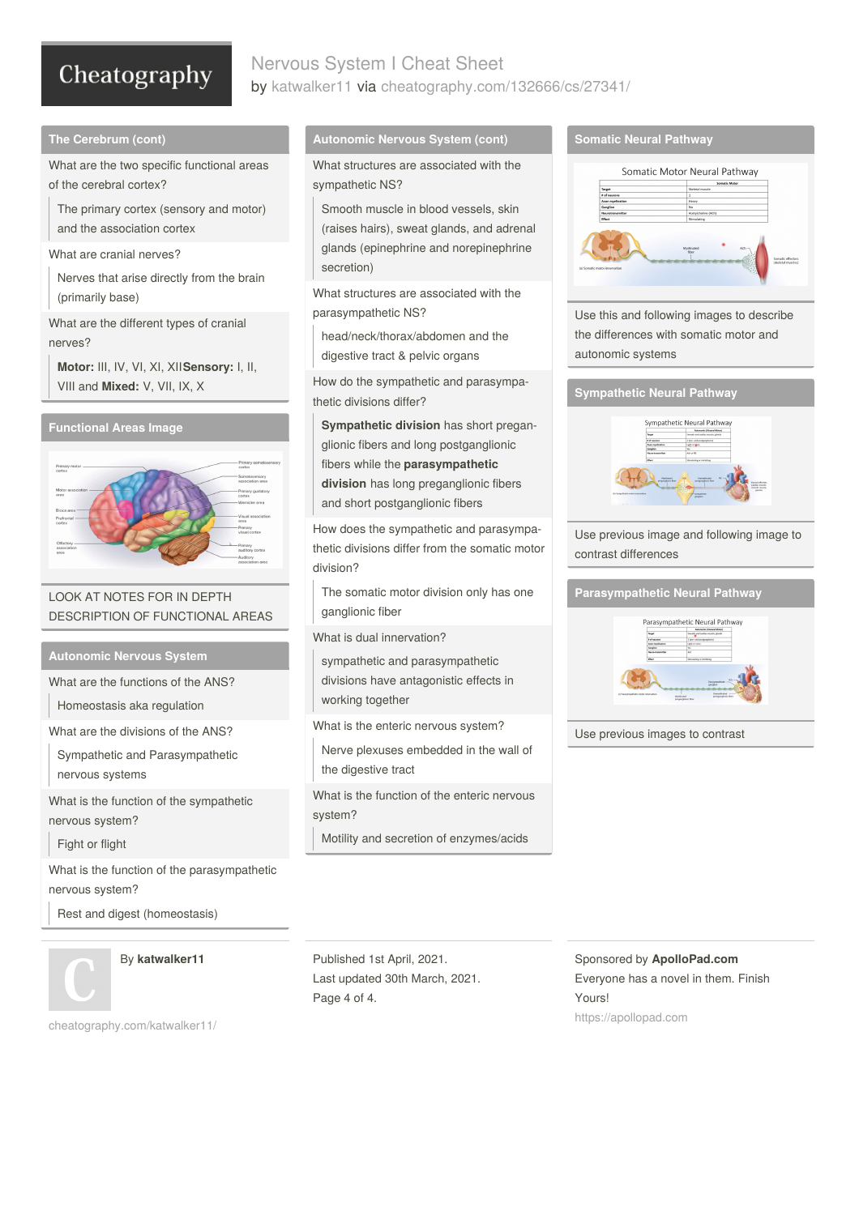## The Cerebrum (cont)

What are the two specific functional areas of the cerebral cortex?

The primary cortex (sensory and motor) and the association cortex

What are cranial nerves?

Nerves that arise directly from the brain (primarily base)

What are the different types of cranial nerves?

**Motor:** III, IV, VI, XI, XII**Sensory:** I, II, VIII and **Mixed:** V, VII, IX, X

## Functional Areas Image

Primary motor cortex
Motor association area
Broca area
Prefrontal cortex
Olfactory association area
Primary somatosensory cortex
Somatosensory association area
Primary gustatory cortex
Wernicke area
Visual association area
Primary visual cortex
Primary auditory cortex
Auditory association area

LOOK AT NOTES FOR IN DEPTH DESCRIPTION OF FUNCTIONAL AREAS

## Autonomic Nervous System

What are the functions of the ANS?

Homeostasis aka regulation

What are the divisions of the ANS?

Sympathetic and Parasympathetic nervous systems

What is the function of the sympathetic nervous system?

Fight or flight

What is the function of the parasympathetic nervous system?

Rest and digest (homeostasis)

## Autonomic Nervous System (cont)

What structures are associated with the sympathetic NS?

Smooth muscle in blood vessels, skin (raises hairs), sweat glands, and adrenal glands (epinephrine and norepinephrine secretion)

What structures are associated with the parasympathetic NS?

head/neck/thorax/abdomen and the digestive tract & pelvic organs

How do the sympathetic and parasympathetic divisions differ?

**Sympathetic division** has short preganglionic fibers and long postganglionic fibers while the **parasympathetic division** has long preganglionic fibers and short postganglionic fibers

How does the sympathetic and parasympathetic divisions differ from the somatic motor division?

The somatic motor division only has one ganglionic fiber

What is dual innervation?

sympathetic and parasympathetic divisions have antagonistic effects in working together

What is the enteric nervous system?

Nerve plexuses embedded in the wall of the digestive tract

What is the function of the enteric nervous system?

Motility and secretion of enzymes/acids

## Somatic Neural Pathway

Somatic Motor Neural Pathway

Use this and following images to describe the differences with somatic motor and autonomic systems

## Sympathetic Neural Pathway

Sympathetic Neural Pathway

Use previous image and following image to contrast differences

## Parasympathetic Neural Pathway

Parasympathetic Neural Pathway

Use previous images to contrast

By **katwalker11**

cheatography.com/katwalker11/

Published 1st April, 2021.
Last updated 30th March, 2021.

Sponsored by **ApolloPad.com**
Everyone has a novel in them. Finish Yours!
https://apollopad.com